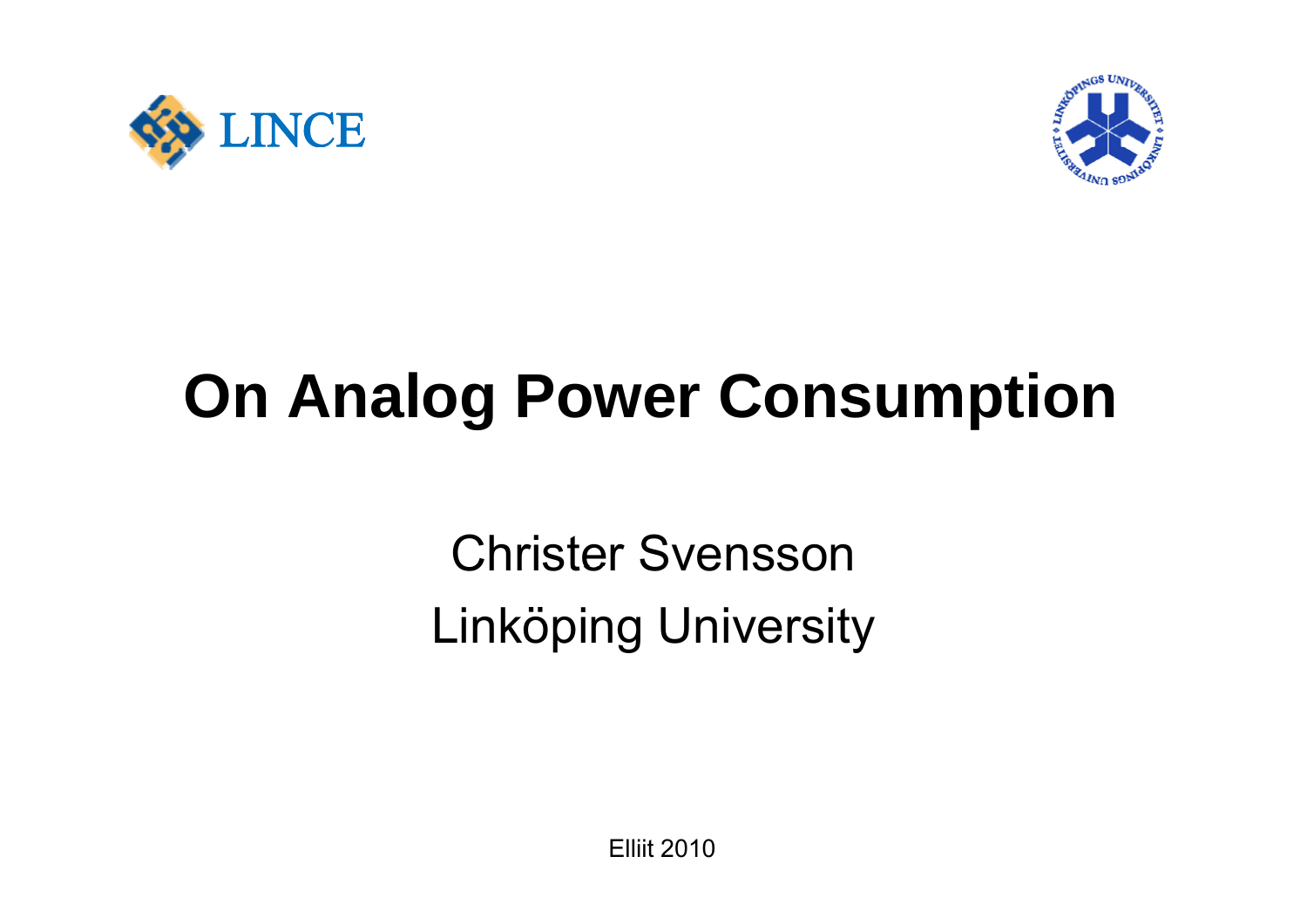LINCE

# On Analog Power Consumption

Christer Svensson

Linköping University

Elliit 2010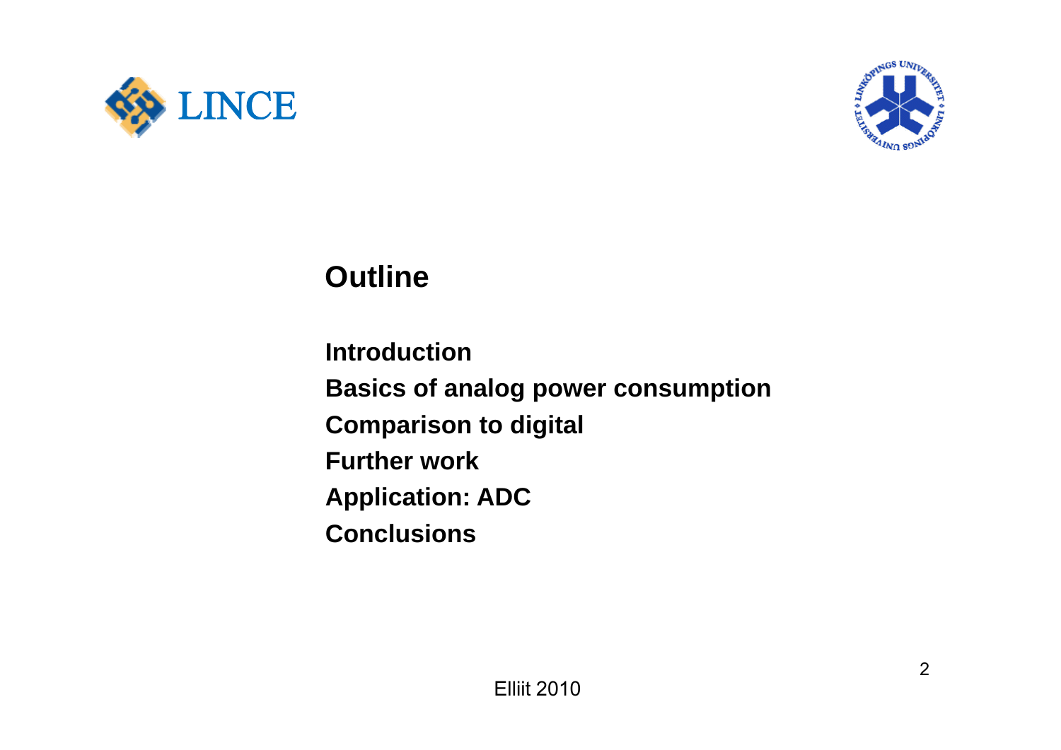## Outline

**Introduction**

**Basics of analog power consumption**

**Comparison to digital**

**Further work**

**Application: ADC**

**Conclusions**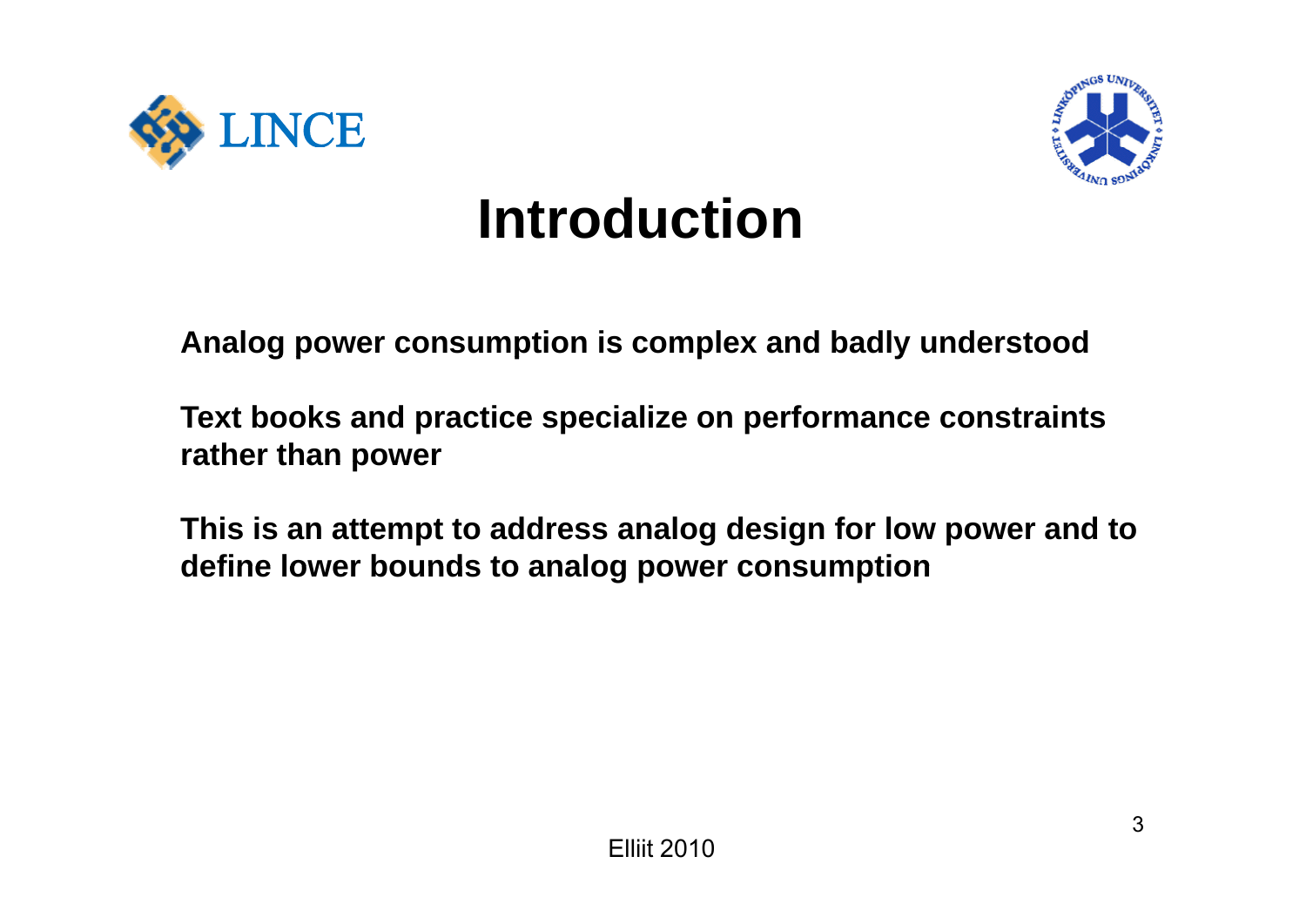# Introduction

**Analog power consumption is complex and badly understood**

**Text books and practice specialize on performance constraints rather than power**

**This is an attempt to address analog design for low power and to define lower bounds to analog power consumption**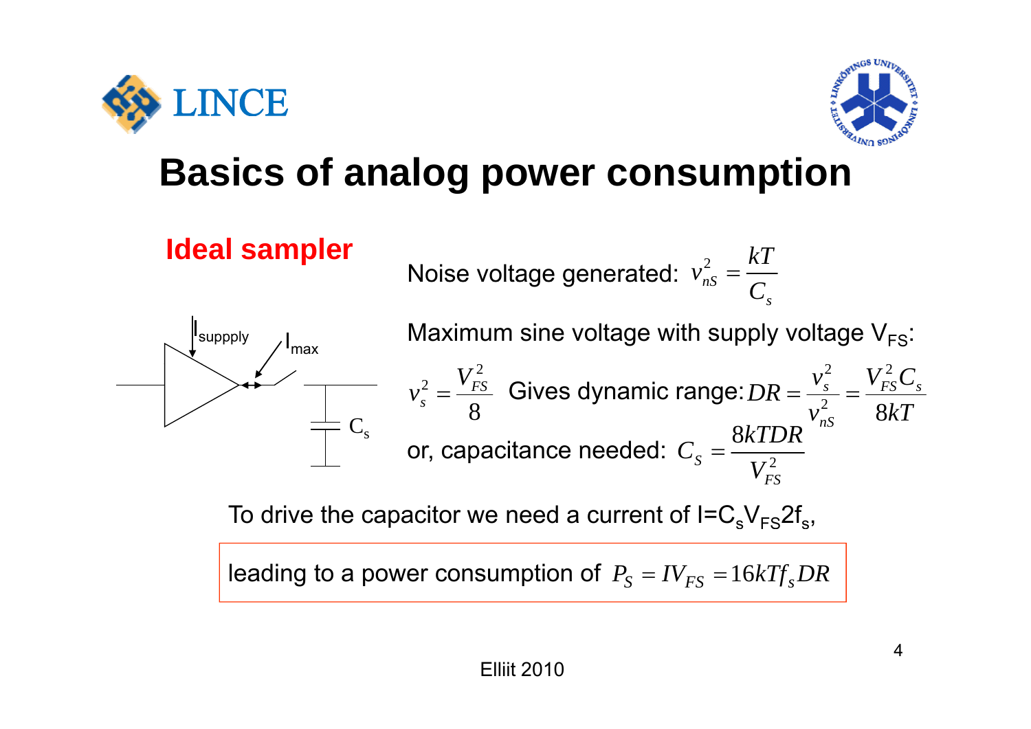# Basics of analog power consumption

## Ideal sampler

Noise voltage generated: $v_{nS}^2 = \frac{kT}{C_s}$

Maximum sine voltage with supply voltage $V_{FS}$:

$v_s^2 = \frac{V_{FS}^2}{8}$ Gives dynamic range: $DR = \frac{v_s^2}{v_{nS}^2} = \frac{V_{FS}^2 C_s}{8kT}$

or, capacitance needed: $C_S = \frac{8kTDR}{V_{FS}^2}$

To drive the capacitor we need a current of $I = C_s V_{FS} 2 f_s$,

leading to a power consumption of $P_S = IV_{FS} = 16kTf_s DR$

Elliit 2010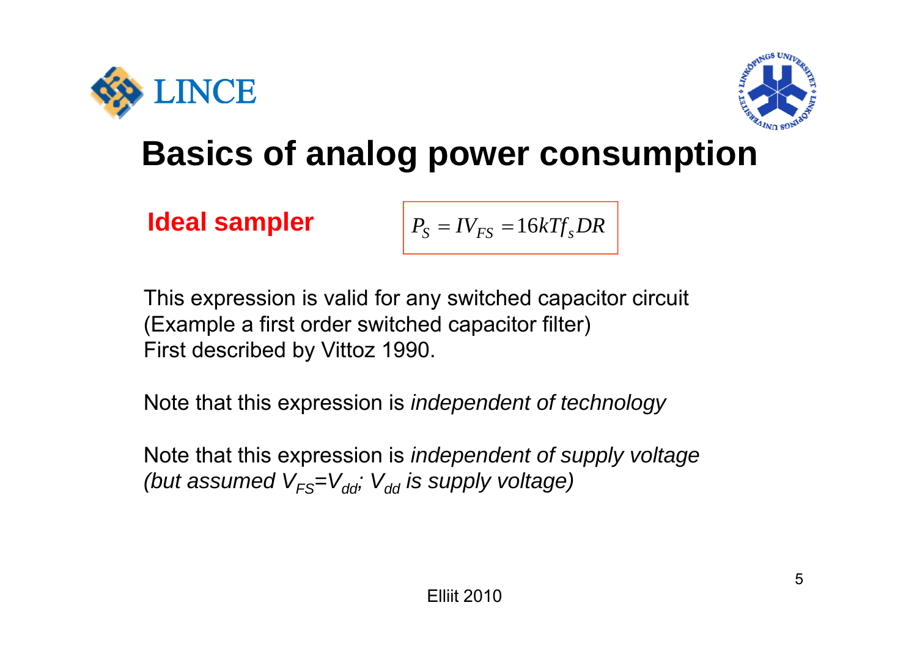# Basics of analog power consumption

**Ideal sampler**

$$P_S = IV_{FS} = 16kTf_s DR$$

This expression is valid for any switched capacitor circuit
(Example a first order switched capacitor filter)
First described by Vittoz 1990.

Note that this expression is *independent of technology*

Note that this expression is *independent of supply voltage*
*(but assumed $V_{FS}=V_{dd}$; $V_{dd}$ is supply voltage)*

Elliit 2010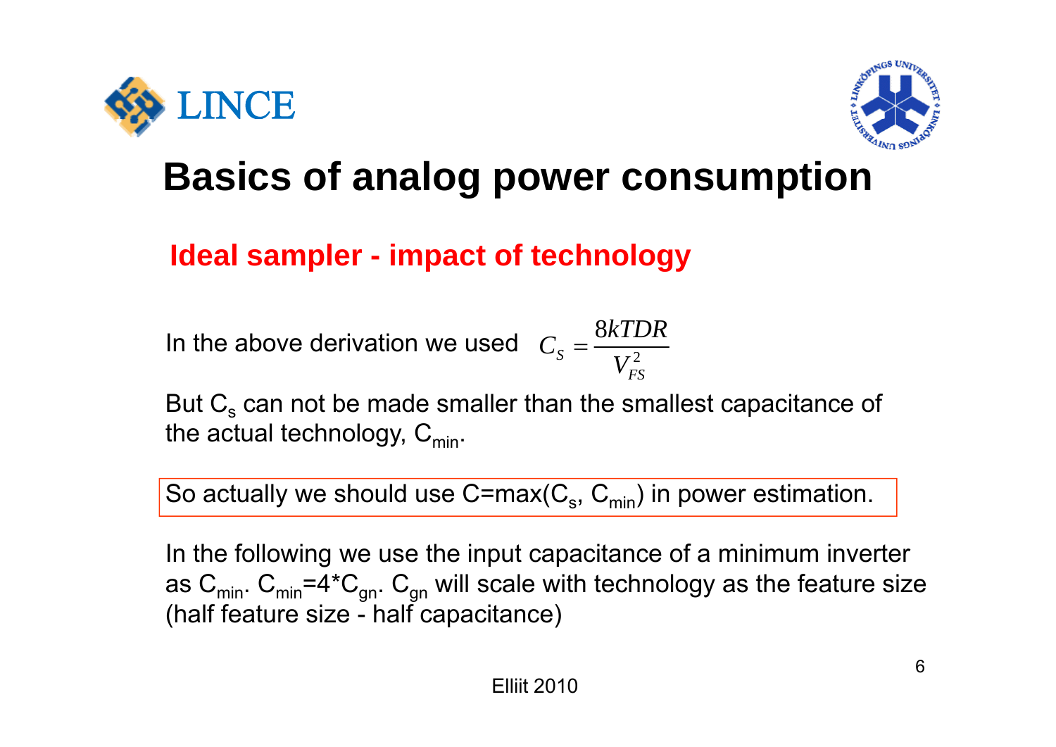# Basics of analog power consumption

## Ideal sampler - impact of technology

In the above derivation we used $C_S = \dfrac{8kTDR}{V_{FS}^2}$

But $C_s$ can not be made smaller than the smallest capacitance of the actual technology, $C_{min}$.

So actually we should use $C = \max(C_s, C_{min})$ in power estimation.

In the following we use the input capacitance of a minimum inverter as $C_{min}$. $C_{min} = 4 * C_{gn}$. $C_{gn}$ will scale with technology as the feature size (half feature size - half capacitance)

Elliit 2010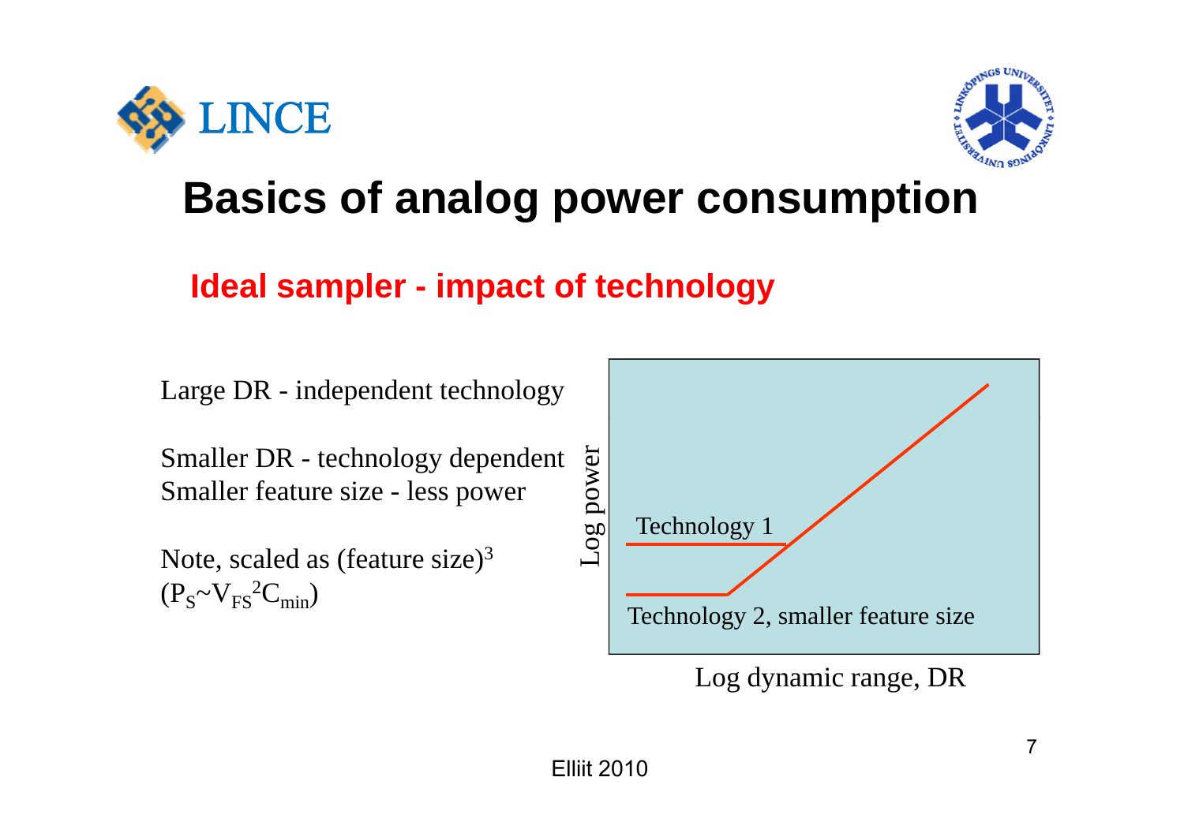# Basics of analog power consumption

## Ideal sampler - impact of technology

Large DR - independent technology

Smaller DR - technology dependent
Smaller feature size - less power

Note, scaled as (feature size)$^3$
($P_S \sim V_{FS}^2 C_{min}$)

Log power

Technology 1

Technology 2, smaller feature size

Log dynamic range, DR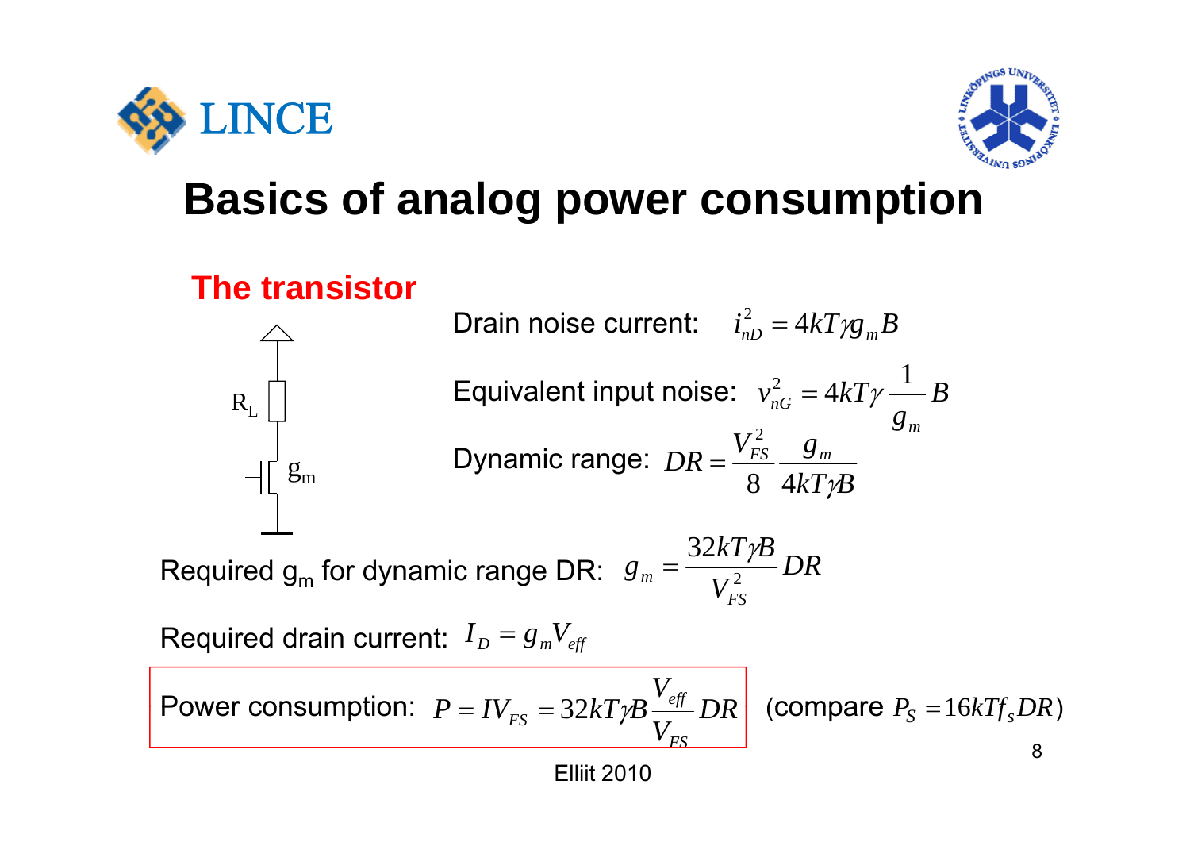# Basics of analog power consumption

## The transistor

$R_L$

$g_m$

Drain noise current: $\overline{i_{nD}^2} = 4kT\gamma g_m B$

Equivalent input noise: $\overline{v_{nG}^2} = 4kT\gamma \dfrac{1}{g_m} B$

Dynamic range: $DR = \dfrac{V_{FS}^2}{8} \dfrac{g_m}{4kT\gamma B}$

Required $g_m$ for dynamic range DR: $g_m = \dfrac{32kT\gamma B}{V_{FS}^2} DR$

Required drain current: $I_D = g_m V_{eff}$

Power consumption: $P = IV_{FS} = 32kT\gamma B \dfrac{V_{eff}}{V_{FS}} DR$ (compare $P_S = 16kTf_s DR$)

Elliit 2010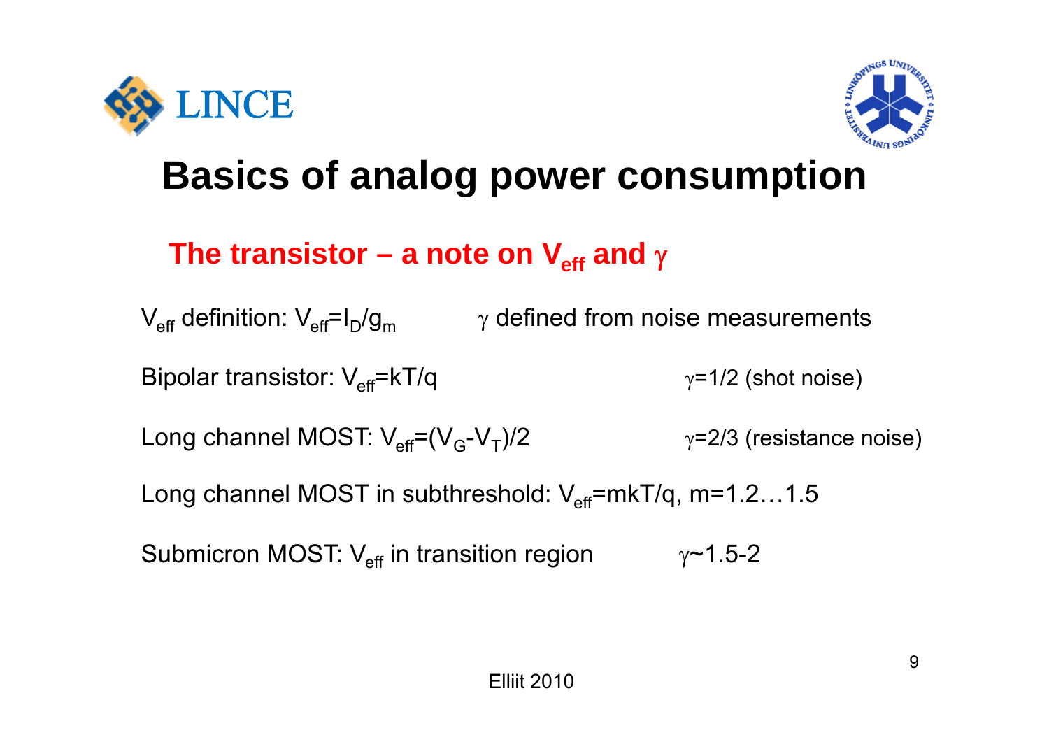# Basics of analog power consumption

## The transistor – a note on $V_{eff}$ and $\gamma$

$V_{eff}$ definition: $V_{eff}=I_D/g_m$ $\gamma$ defined from noise measurements

Bipolar transistor: $V_{eff}=kT/q$ $\gamma=1/2$ (shot noise)

Long channel MOST: $V_{eff}=(V_G-V_T)/2$ $\gamma=2/3$ (resistance noise)

Long channel MOST in subthreshold: $V_{eff}=mkT/q$, $m=1.2\ldots1.5$

Submicron MOST: $V_{eff}$ in transition region $\gamma\sim1.5\text{-}2$

Elliit 2010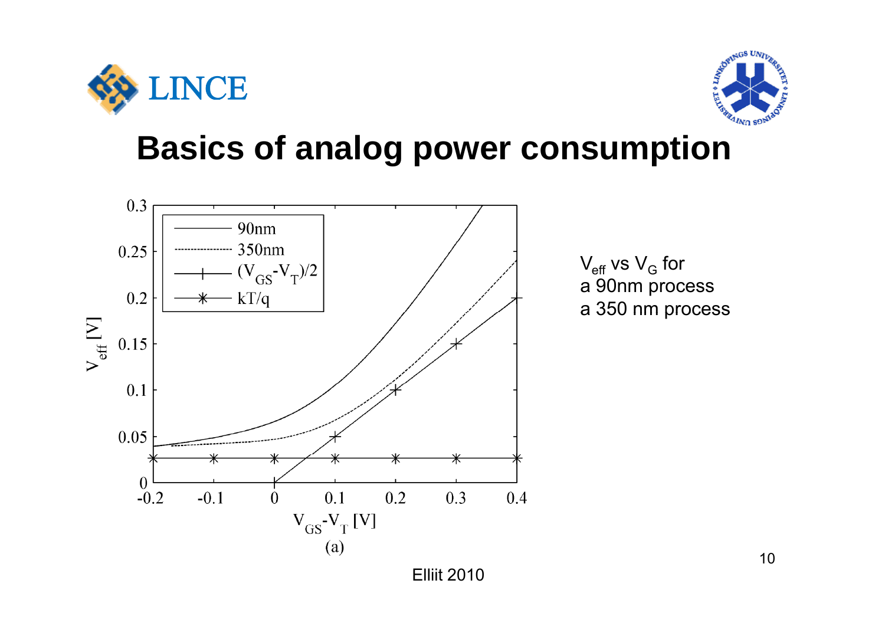# Basics of analog power consumption

$V_{eff}$ vs $V_G$ for
a 90nm process
a 350 nm process

Elliit 2010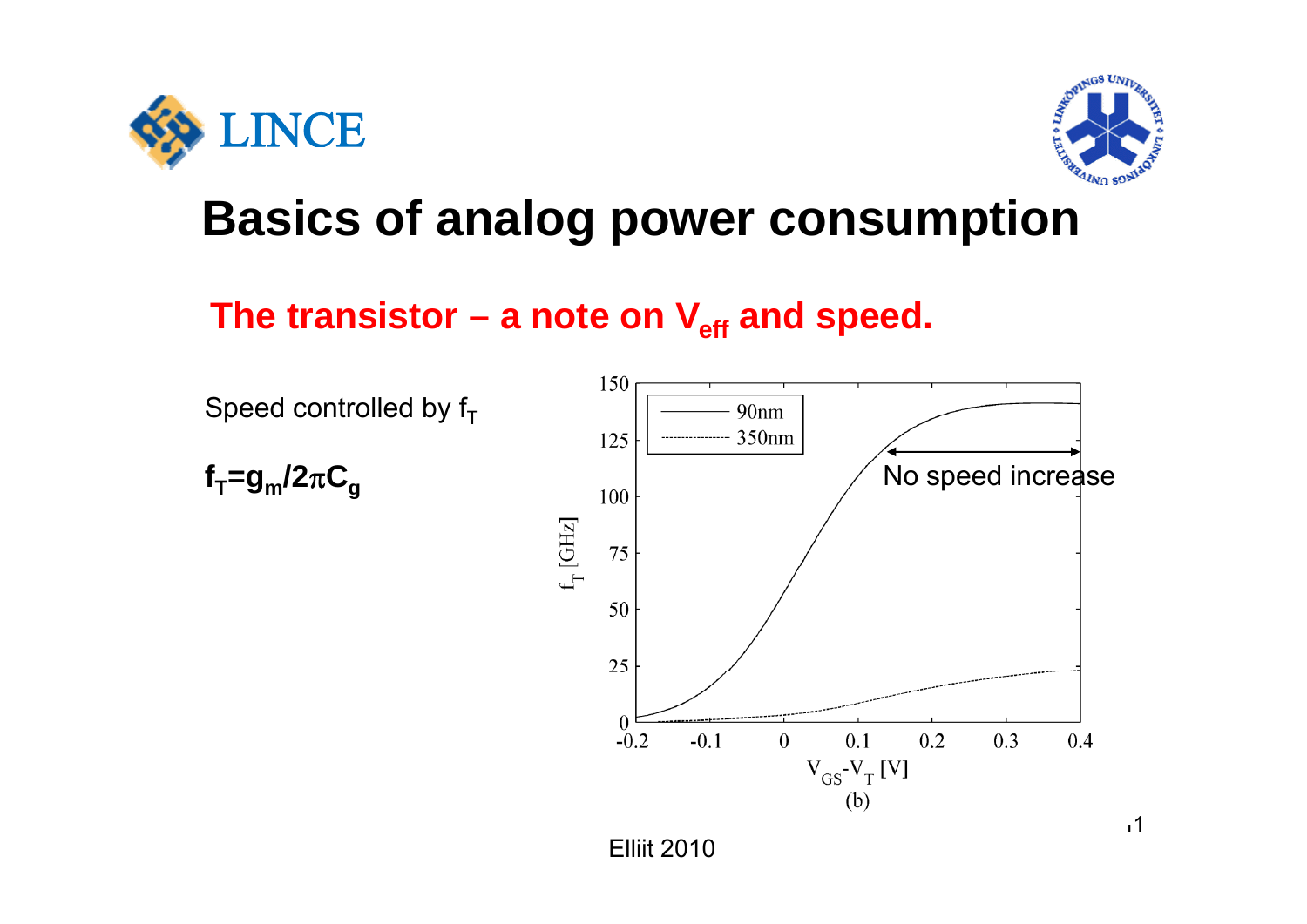# Basics of analog power consumption

## The transistor – a note on $V_{eff}$ and speed.

Speed controlled by $f_T$

$f_T = g_m / 2\pi C_g$

No speed increase

Elliit 2010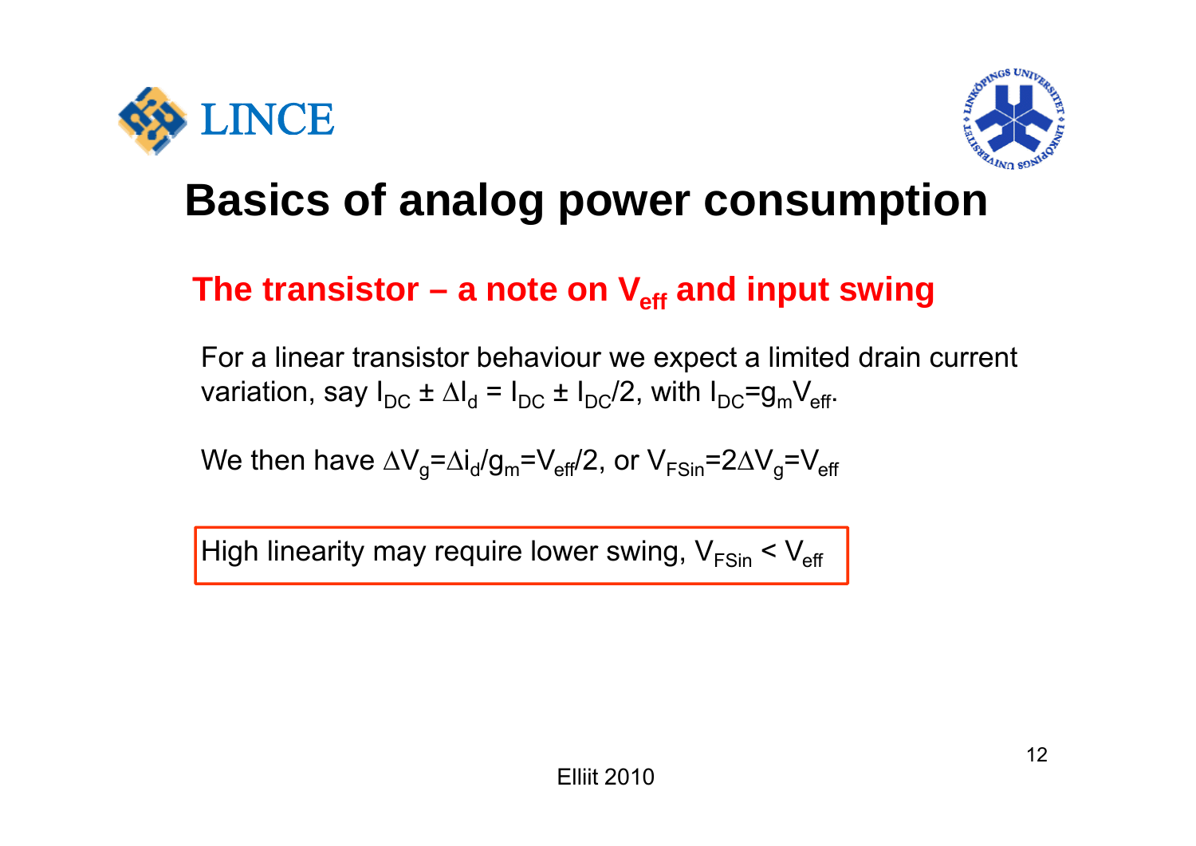# Basics of analog power consumption

## The transistor – a note on $V_{eff}$ and input swing

For a linear transistor behaviour we expect a limited drain current variation, say $I_{DC} \pm \Delta I_d = I_{DC} \pm I_{DC}/2$, with $I_{DC}=g_m V_{eff}$.

We then have $\Delta V_g = \Delta i_d / g_m = V_{eff}/2$, or $V_{FSin} = 2\Delta V_g = V_{eff}$

High linearity may require lower swing, $V_{FSin} < V_{eff}$

Elliit 2010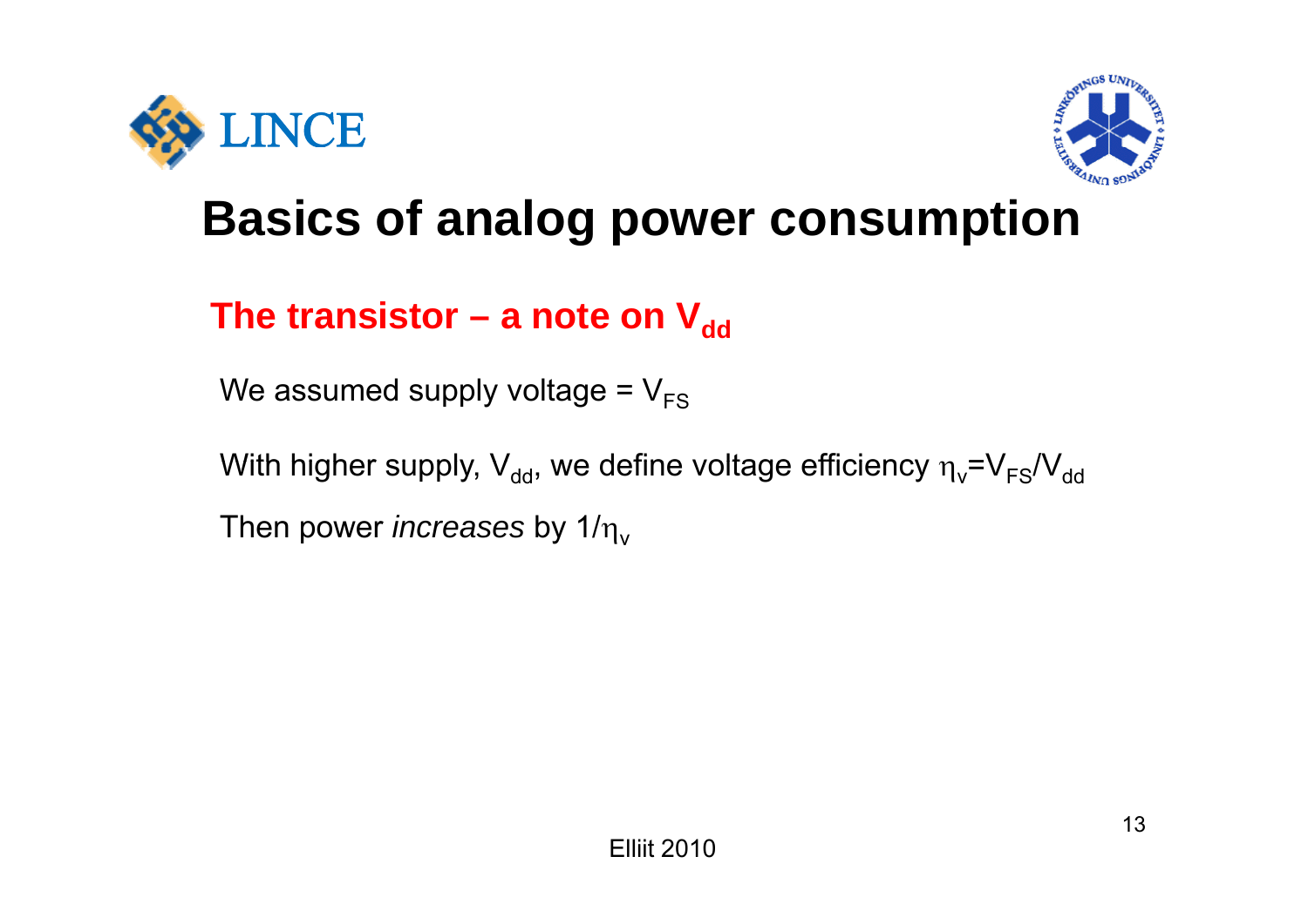# Basics of analog power consumption

## The transistor – a note on $V_{dd}$

We assumed supply voltage = $V_{FS}$

With higher supply, $V_{dd}$, we define voltage efficiency $\eta_v = V_{FS}/V_{dd}$

Then power *increases* by $1/\eta_v$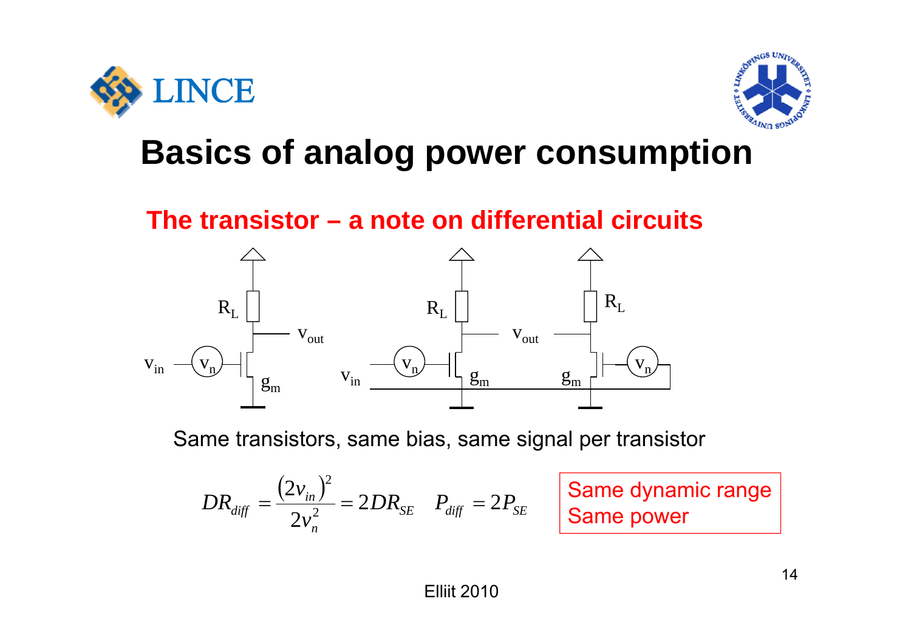# Basics of analog power consumption

## The transistor – a note on differential circuits

Same transistors, same bias, same signal per transistor

$$DR_{diff} = \frac{(2v_{in})^2}{2v_n^2} = 2DR_{SE} \quad P_{diff} = 2P_{SE}$$

Same dynamic range
Same power

Elliit 2010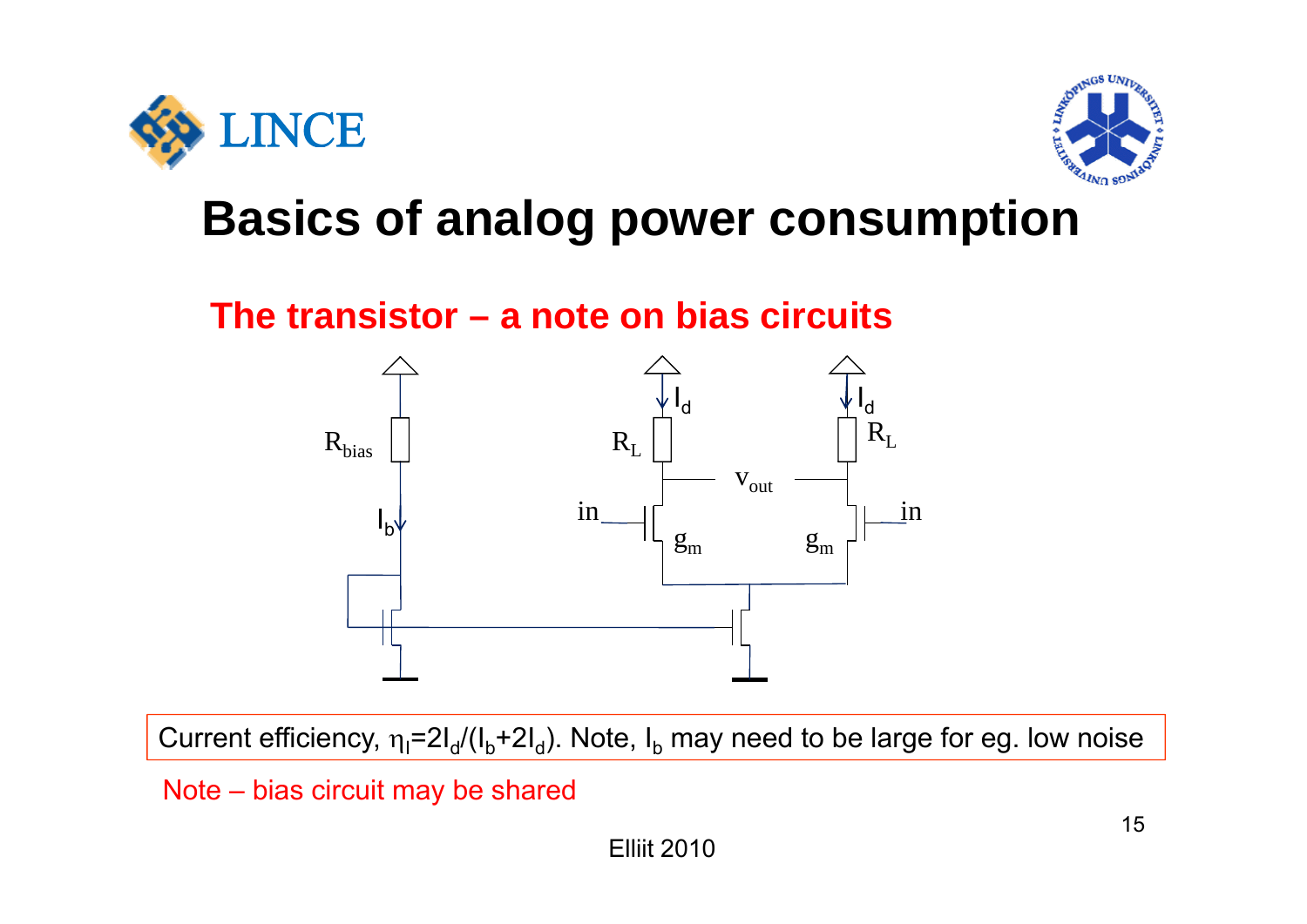# Basics of analog power consumption

## The transistor – a note on bias circuits

Current efficiency, $\eta_I = 2I_d/(I_b+2I_d)$. Note, $I_b$ may need to be large for eg. low noise

Note – bias circuit may be shared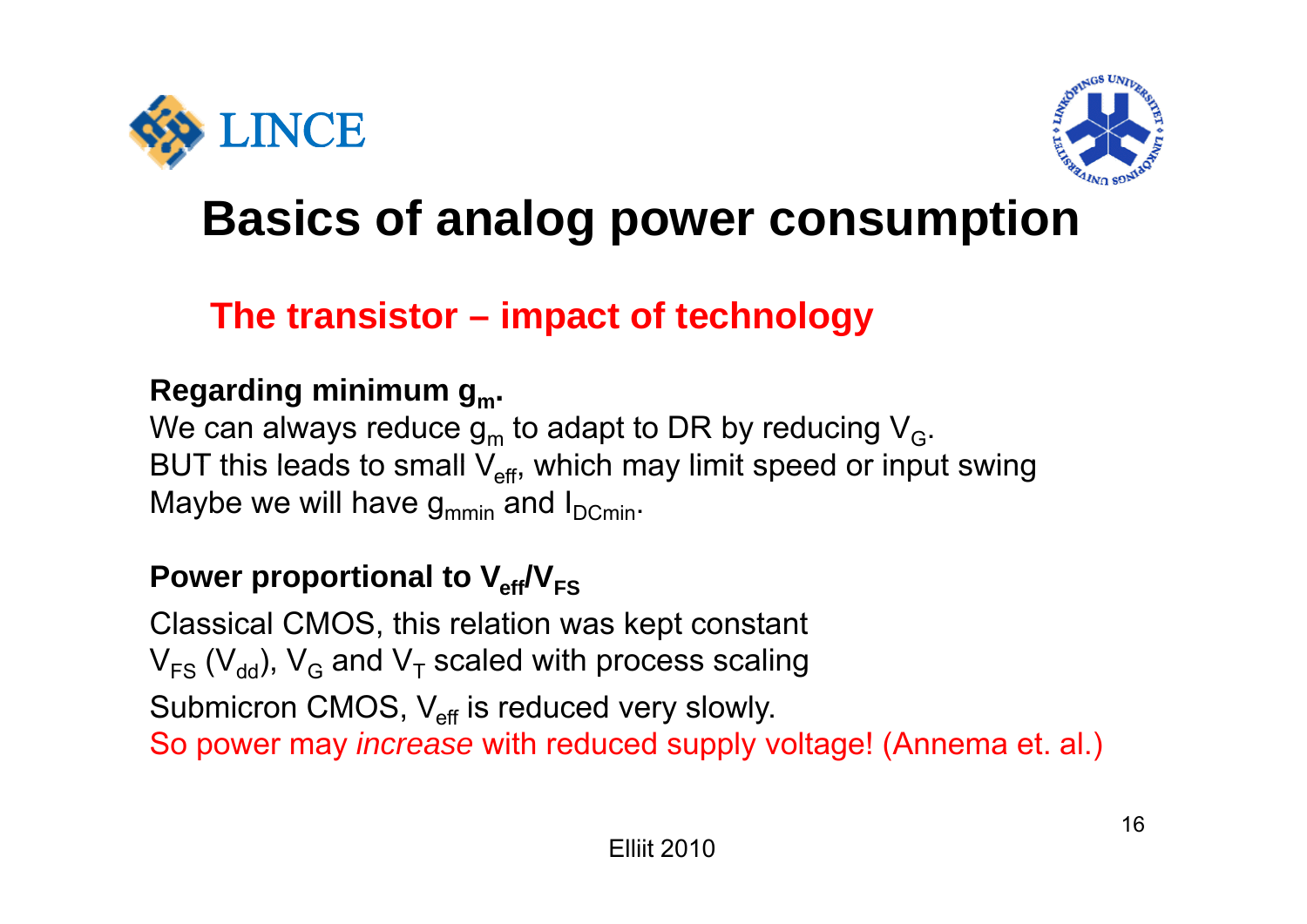# Basics of analog power consumption

## The transistor – impact of technology

**Regarding minimum $g_m$.**

We can always reduce $g_m$ to adapt to DR by reducing $V_G$.
BUT this leads to small $V_{eff}$, which may limit speed or input swing
Maybe we will have $g_{mmin}$ and $I_{DCmin}$.

**Power proportional to $V_{eff}/V_{FS}$**

Classical CMOS, this relation was kept constant
$V_{FS}$ ($V_{dd}$), $V_G$ and $V_T$ scaled with process scaling
Submicron CMOS, $V_{eff}$ is reduced very slowly.
So power may *increase* with reduced supply voltage! (Annema et. al.)

Elliit 2010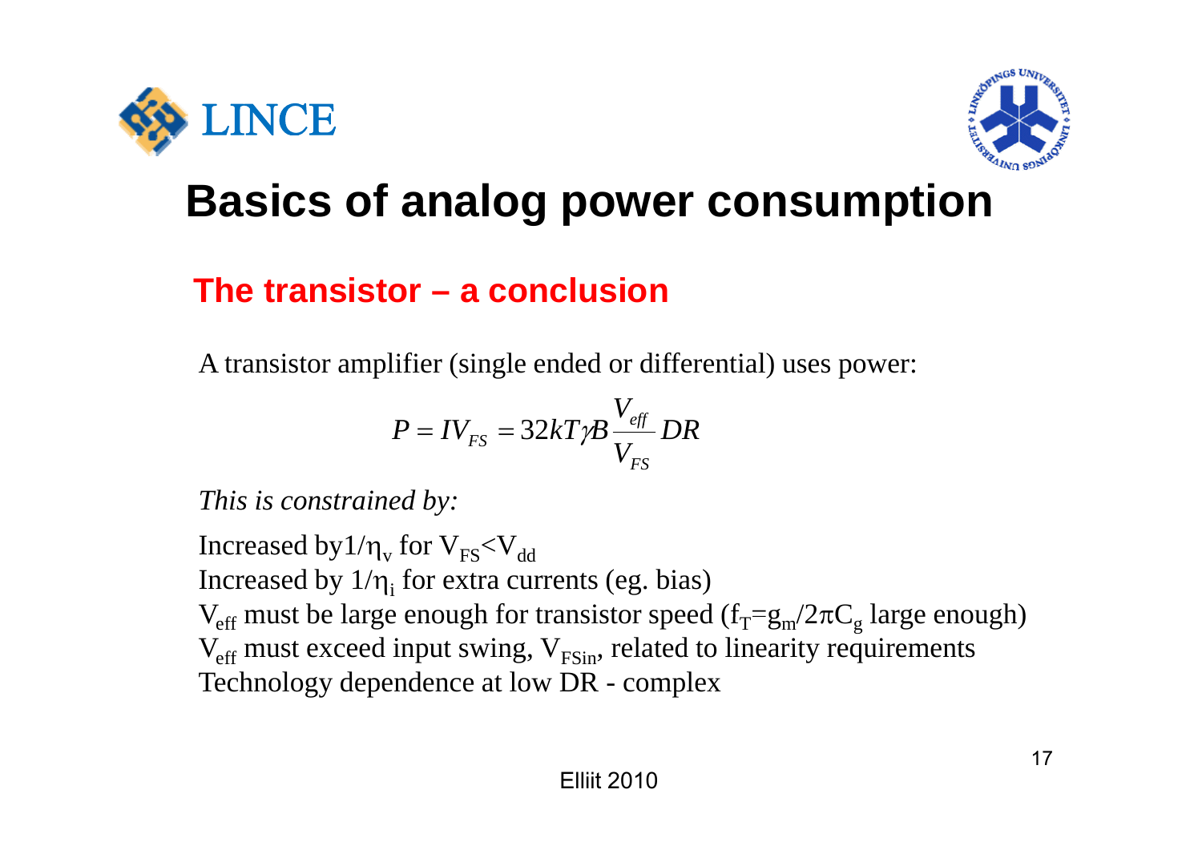# Basics of analog power consumption

## The transistor – a conclusion

A transistor amplifier (single ended or differential) uses power:

$$P = IV_{FS} = 32kT\gamma B \frac{V_{eff}}{V_{FS}} DR$$

*This is constrained by:*

Increased by $1/\eta_v$ for $V_{FS}<V_{dd}$
Increased by $1/\eta_i$ for extra currents (eg. bias)
$V_{eff}$ must be large enough for transistor speed ($f_T=g_m/2\pi C_g$ large enough)
$V_{eff}$ must exceed input swing, $V_{FSin}$, related to linearity requirements
Technology dependence at low DR - complex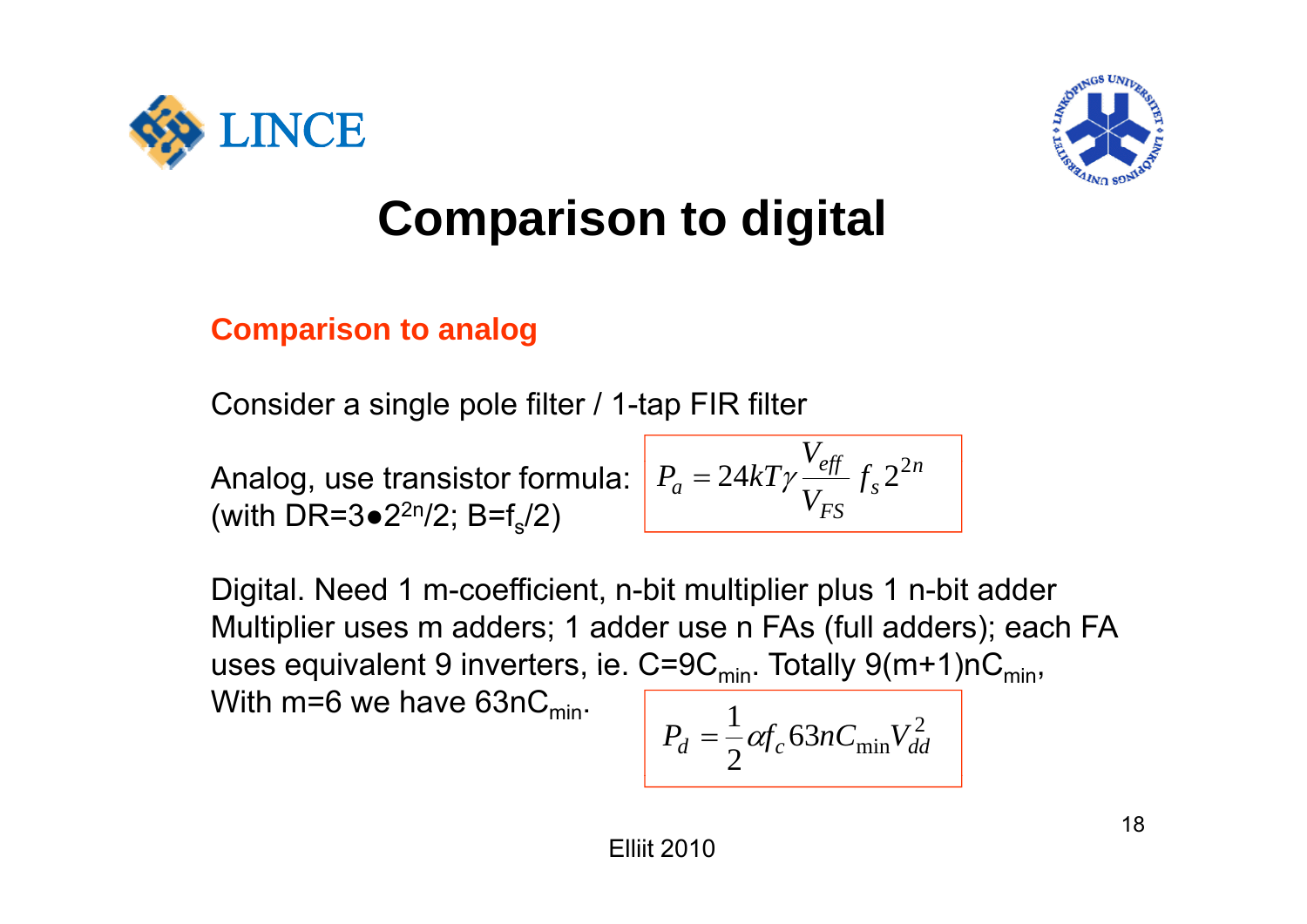# Comparison to digital

## Comparison to analog

Consider a single pole filter / 1-tap FIR filter

Analog, use transistor formula:
(with DR=3•$2^{2n}$/2; B=$f_s$/2)

$$P_a = 24kT\gamma \frac{V_{eff}}{V_{FS}} f_s 2^{2n}$$

Digital. Need 1 m-coefficient, n-bit multiplier plus 1 n-bit adder
Multiplier uses m adders; 1 adder use n FAs (full adders); each FA uses equivalent 9 inverters, ie. C=9$C_{min}$. Totally 9(m+1)n$C_{min}$,
With m=6 we have 63n$C_{min}$.

$$P_d = \frac{1}{2}\alpha f_c 63nC_{\min}V_{dd}^2$$

Elliit 2010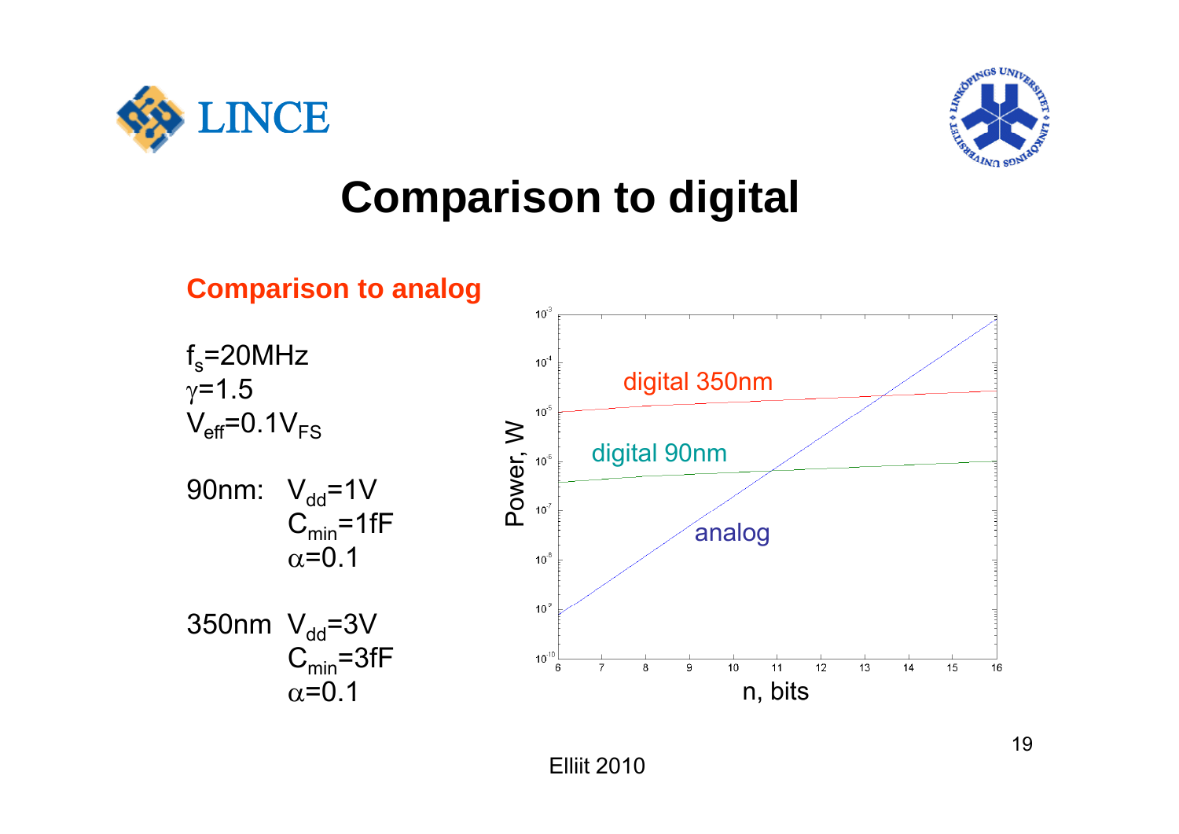# Comparison to digital

**Comparison to analog**

$f_s$=20MHz
$\gamma$=1.5
$V_{eff}$=0.1$V_{FS}$

90nm: $V_{dd}$=1V
$C_{min}$=1fF
$\alpha$=0.1

350nm $V_{dd}$=3V
$C_{min}$=3fF
$\alpha$=0.1

Elliit 2010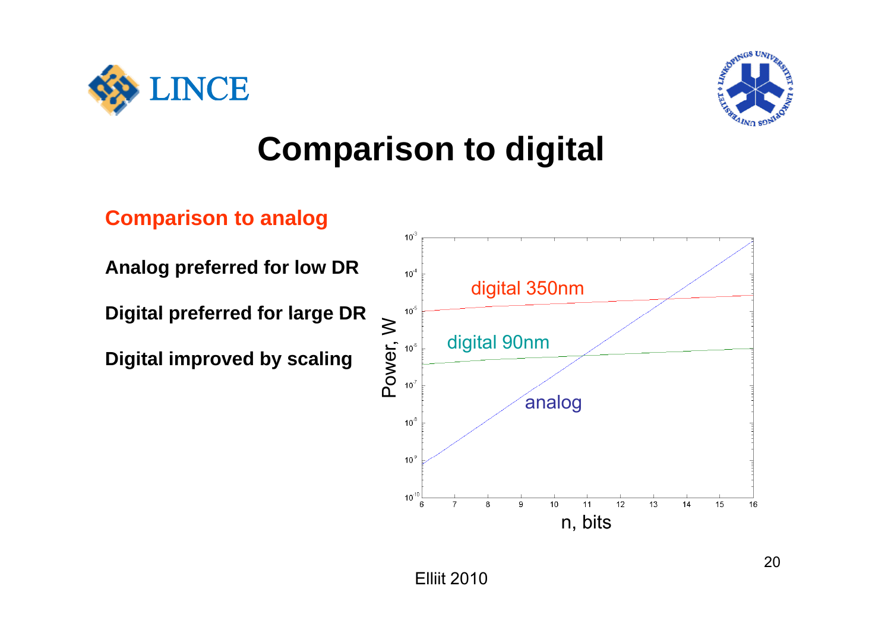# Comparison to digital

**Comparison to analog**

**Analog preferred for low DR**

**Digital preferred for large DR**

**Digital improved by scaling**

Elliit 2010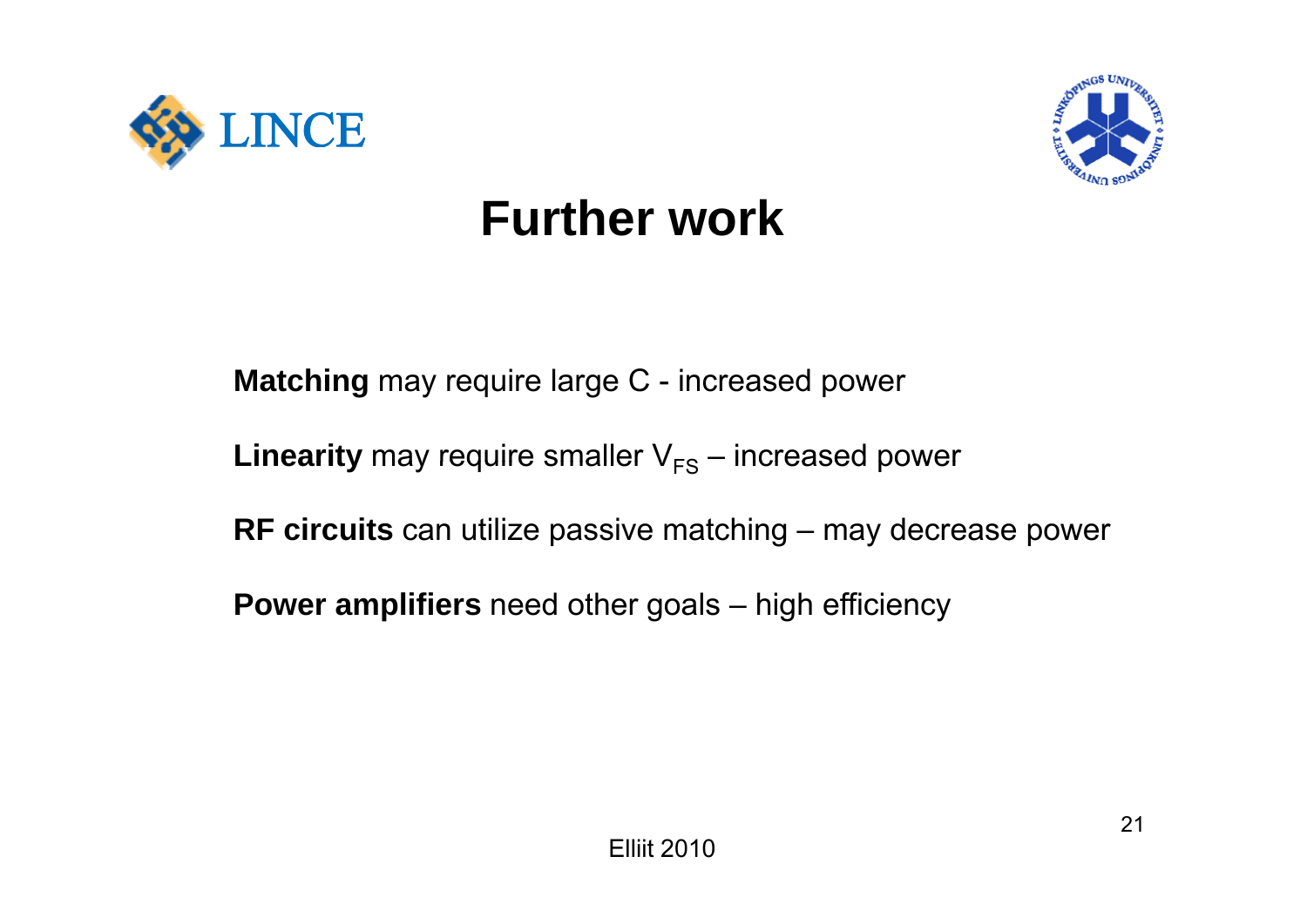# Further work

**Matching** may require large C - increased power

**Linearity** may require smaller $V_{FS}$ – increased power

**RF circuits** can utilize passive matching – may decrease power

**Power amplifiers** need other goals – high efficiency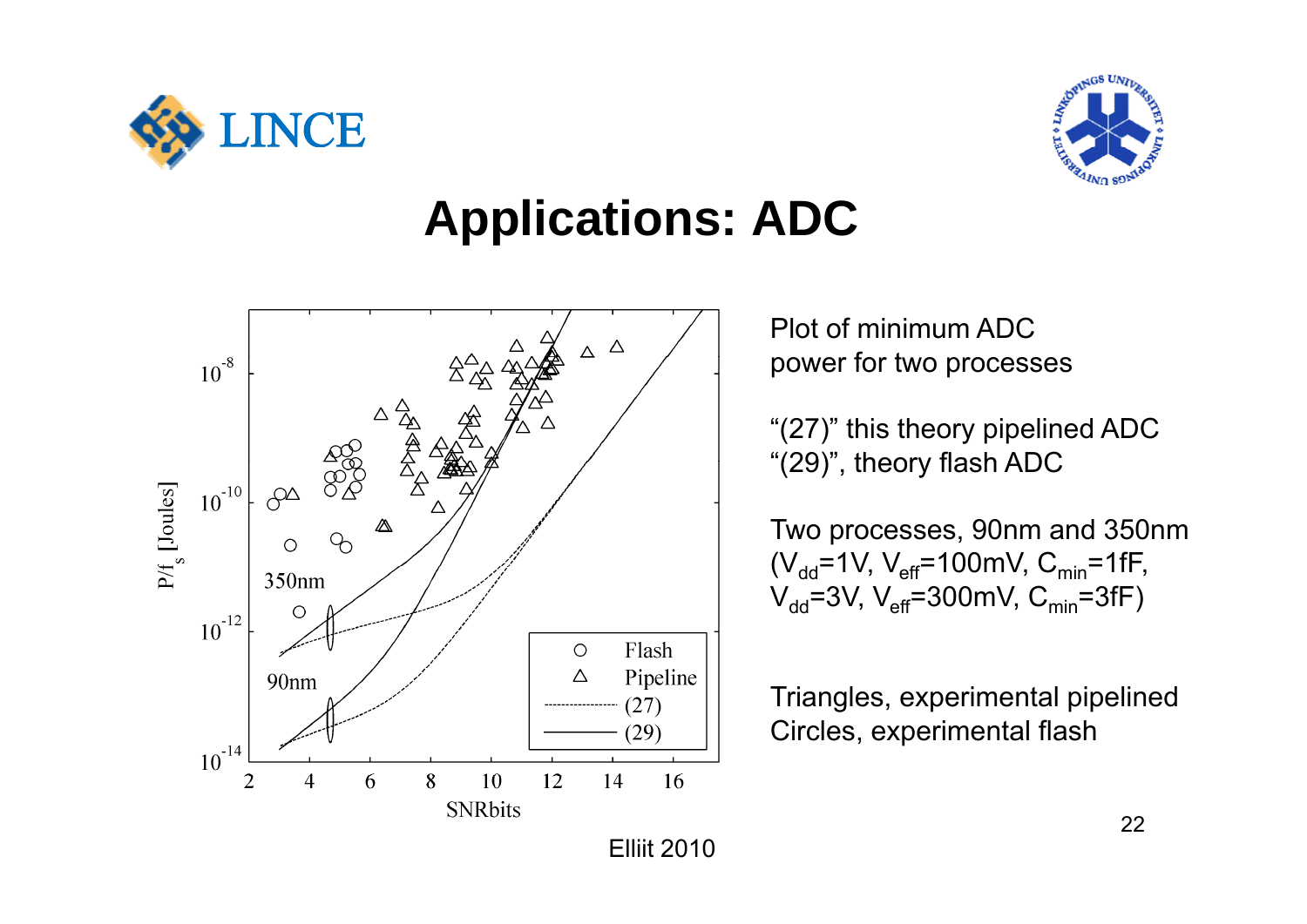# Applications: ADC

Plot of minimum ADC power for two processes

"(27)" this theory pipelined ADC
"(29)", theory flash ADC

Two processes, 90nm and 350nm ($V_{dd}$=1V, $V_{eff}$=100mV, $C_{min}$=1fF, $V_{dd}$=3V, $V_{eff}$=300mV, $C_{min}$=3fF)

Triangles, experimental pipelined
Circles, experimental flash

Elliit 2010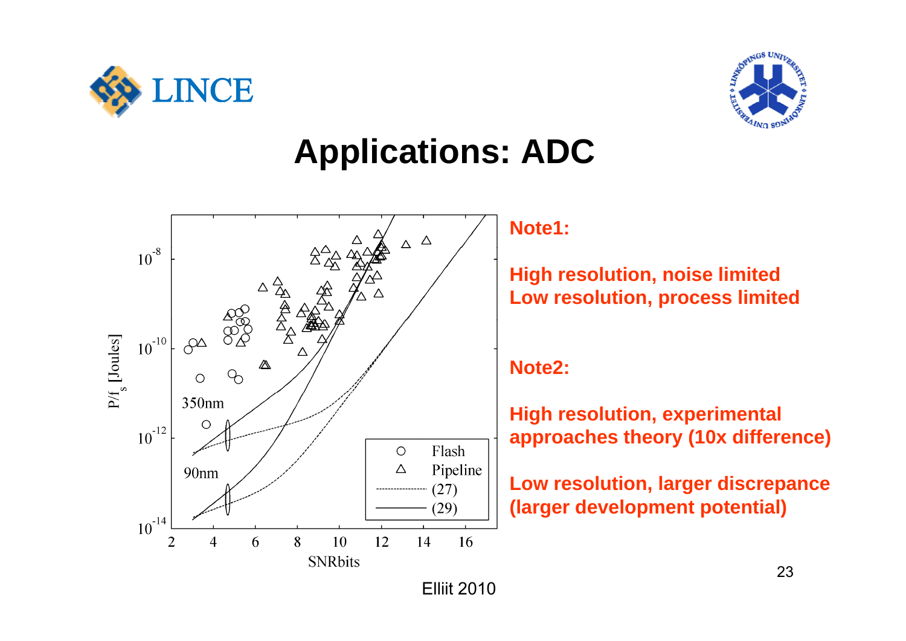# Applications: ADC

**Note1:**

**High resolution, noise limited**
**Low resolution, process limited**

**Note2:**

**High resolution, experimental approaches theory (10x difference)**

**Low resolution, larger discrepance (larger development potential)**

Elliit 2010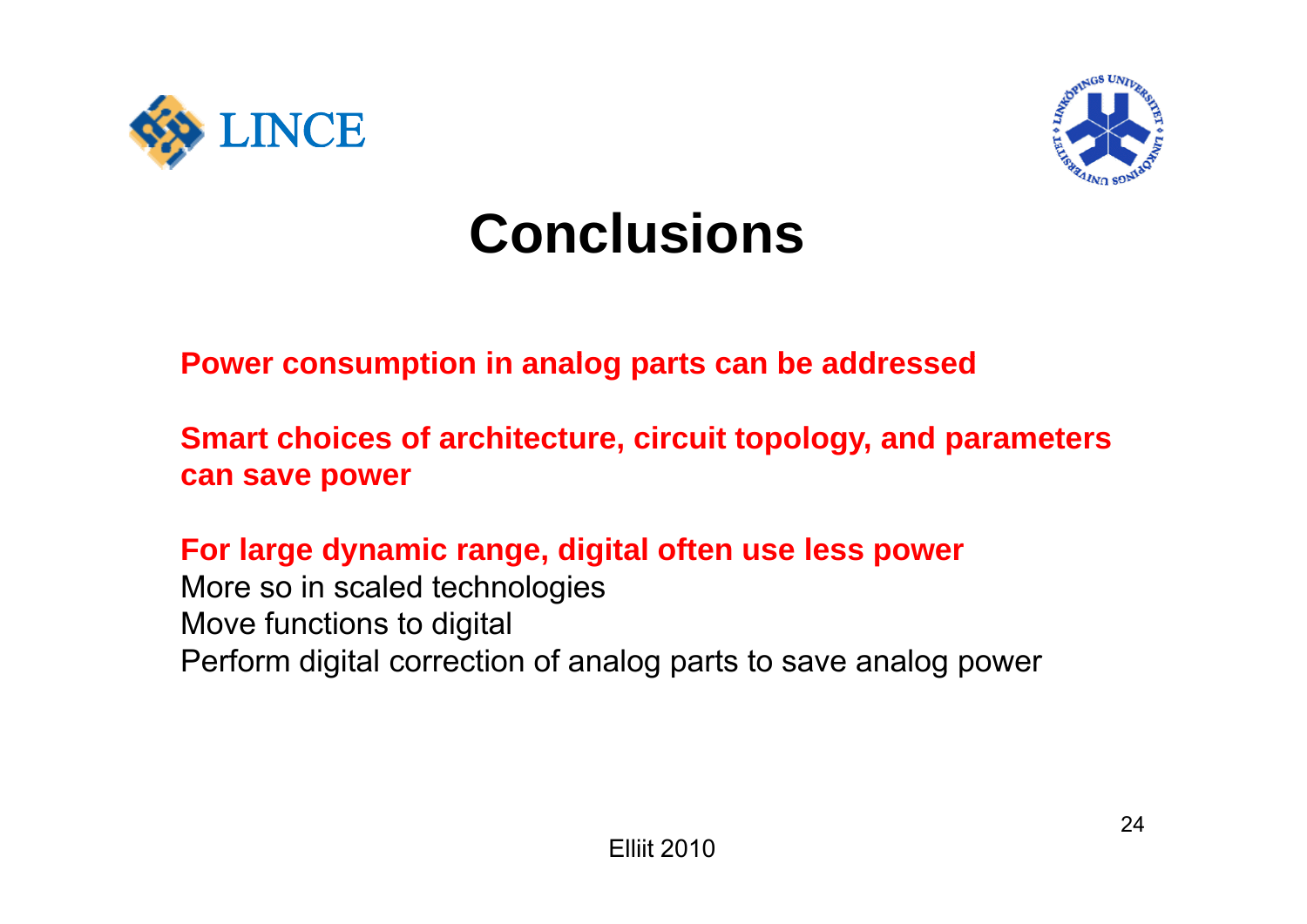# Conclusions

**Power consumption in analog parts can be addressed**

**Smart choices of architecture, circuit topology, and parameters can save power**

**For large dynamic range, digital often use less power**
More so in scaled technologies
Move functions to digital
Perform digital correction of analog parts to save analog power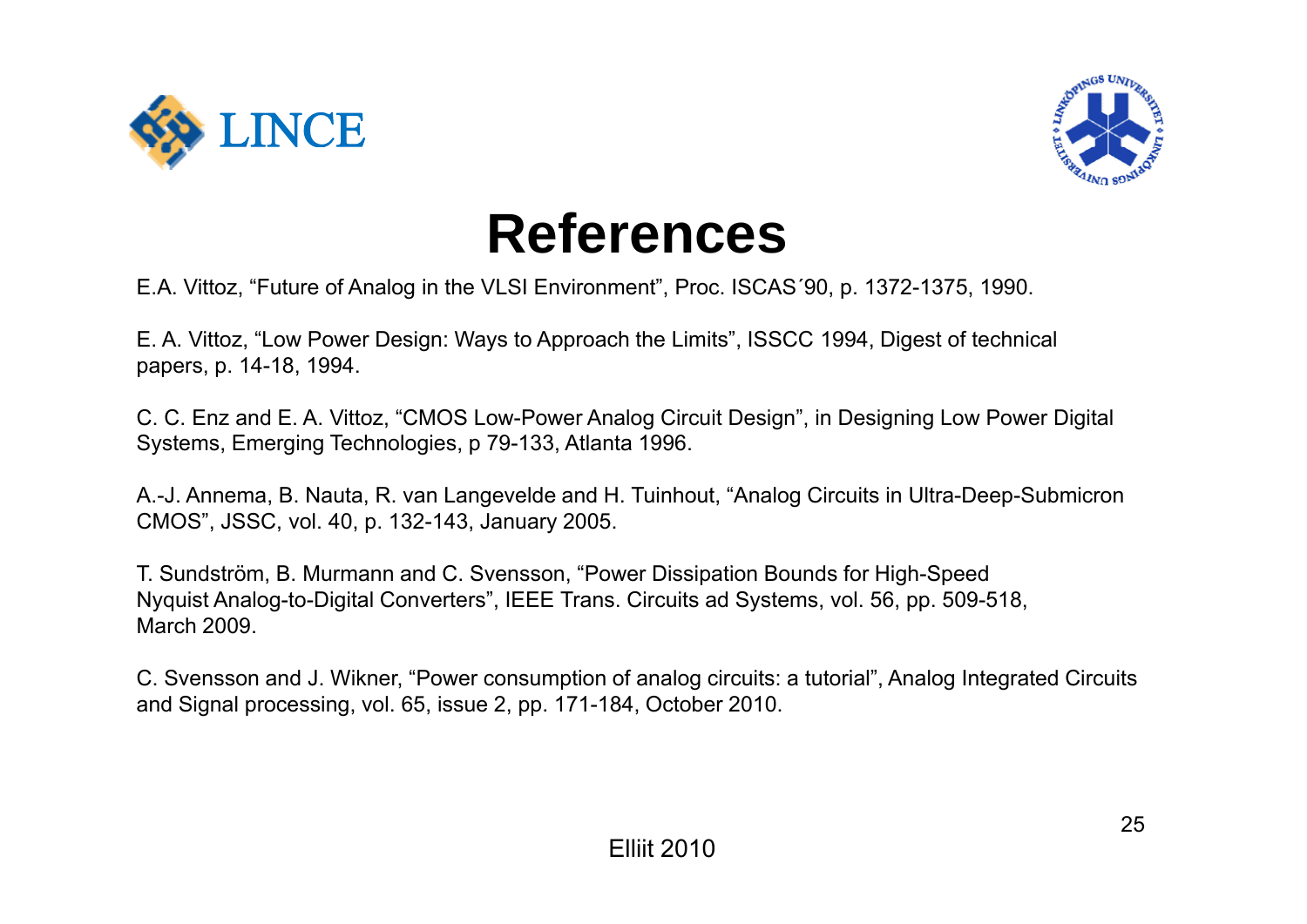# References

E.A. Vittoz, “Future of Analog in the VLSI Environment”, Proc. ISCAS´90, p. 1372-1375, 1990.

E. A. Vittoz, “Low Power Design: Ways to Approach the Limits”, ISSCC 1994, Digest of technical papers, p. 14-18, 1994.

C. C. Enz and E. A. Vittoz, “CMOS Low-Power Analog Circuit Design”, in Designing Low Power Digital Systems, Emerging Technologies, p 79-133, Atlanta 1996.

A.-J. Annema, B. Nauta, R. van Langevelde and H. Tuinhout, “Analog Circuits in Ultra-Deep-Submicron CMOS”, JSSC, vol. 40, p. 132-143, January 2005.

T. Sundström, B. Murmann and C. Svensson, “Power Dissipation Bounds for High-Speed Nyquist Analog-to-Digital Converters”, IEEE Trans. Circuits ad Systems, vol. 56, pp. 509-518, March 2009.

C. Svensson and J. Wikner, “Power consumption of analog circuits: a tutorial”, Analog Integrated Circuits and Signal processing, vol. 65, issue 2, pp. 171-184, October 2010.